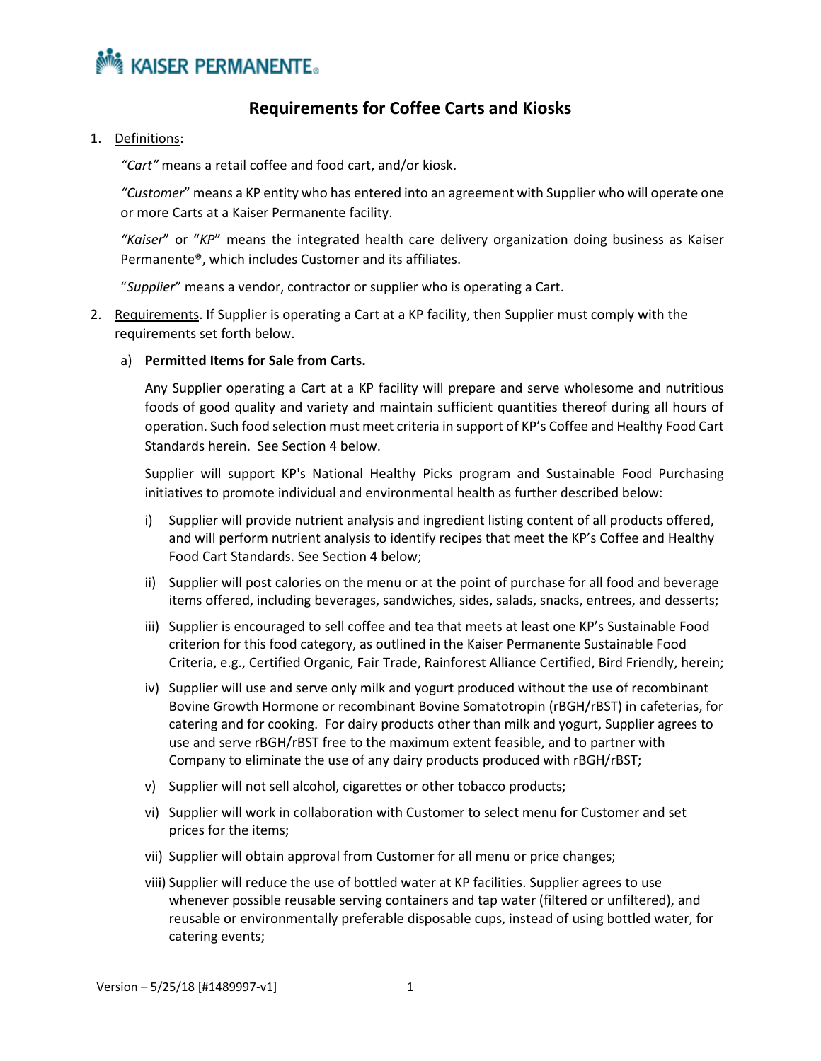KAISER PERMANENTE®

# Requirements for Coffee Carts and Kiosks

1. Definitions:

   *"Cart"* means a retail coffee and food cart, and/or kiosk.

   *"Customer"* means a KP entity who has entered into an agreement with Supplier who will operate one or more Carts at a Kaiser Permanente facility.

   *"Kaiser"* or "*KP*" means the integrated health care delivery organization doing business as Kaiser Permanente®, which includes Customer and its affiliates.

   "*Supplier*" means a vendor, contractor or supplier who is operating a Cart.

2. Requirements. If Supplier is operating a Cart at a KP facility, then Supplier must comply with the requirements set forth below.

   a) **Permitted Items for Sale from Carts.**

      Any Supplier operating a Cart at a KP facility will prepare and serve wholesome and nutritious foods of good quality and variety and maintain sufficient quantities thereof during all hours of operation. Such food selection must meet criteria in support of KP's Coffee and Healthy Food Cart Standards herein. See Section 4 below.

      Supplier will support KP's National Healthy Picks program and Sustainable Food Purchasing initiatives to promote individual and environmental health as further described below:

      i) Supplier will provide nutrient analysis and ingredient listing content of all products offered, and will perform nutrient analysis to identify recipes that meet the KP's Coffee and Healthy Food Cart Standards. See Section 4 below;

      ii) Supplier will post calories on the menu or at the point of purchase for all food and beverage items offered, including beverages, sandwiches, sides, salads, snacks, entrees, and desserts;

      iii) Supplier is encouraged to sell coffee and tea that meets at least one KP's Sustainable Food criterion for this food category, as outlined in the Kaiser Permanente Sustainable Food Criteria, e.g., Certified Organic, Fair Trade, Rainforest Alliance Certified, Bird Friendly, herein;

      iv) Supplier will use and serve only milk and yogurt produced without the use of recombinant Bovine Growth Hormone or recombinant Bovine Somatotropin (rBGH/rBST) in cafeterias, for catering and for cooking. For dairy products other than milk and yogurt, Supplier agrees to use and serve rBGH/rBST free to the maximum extent feasible, and to partner with Company to eliminate the use of any dairy products produced with rBGH/rBST;

      v) Supplier will not sell alcohol, cigarettes or other tobacco products;

      vi) Supplier will work in collaboration with Customer to select menu for Customer and set prices for the items;

      vii) Supplier will obtain approval from Customer for all menu or price changes;

      viii) Supplier will reduce the use of bottled water at KP facilities. Supplier agrees to use whenever possible reusable serving containers and tap water (filtered or unfiltered), and reusable or environmentally preferable disposable cups, instead of using bottled water, for catering events;

Version – 5/25/18 [#1489997-v1]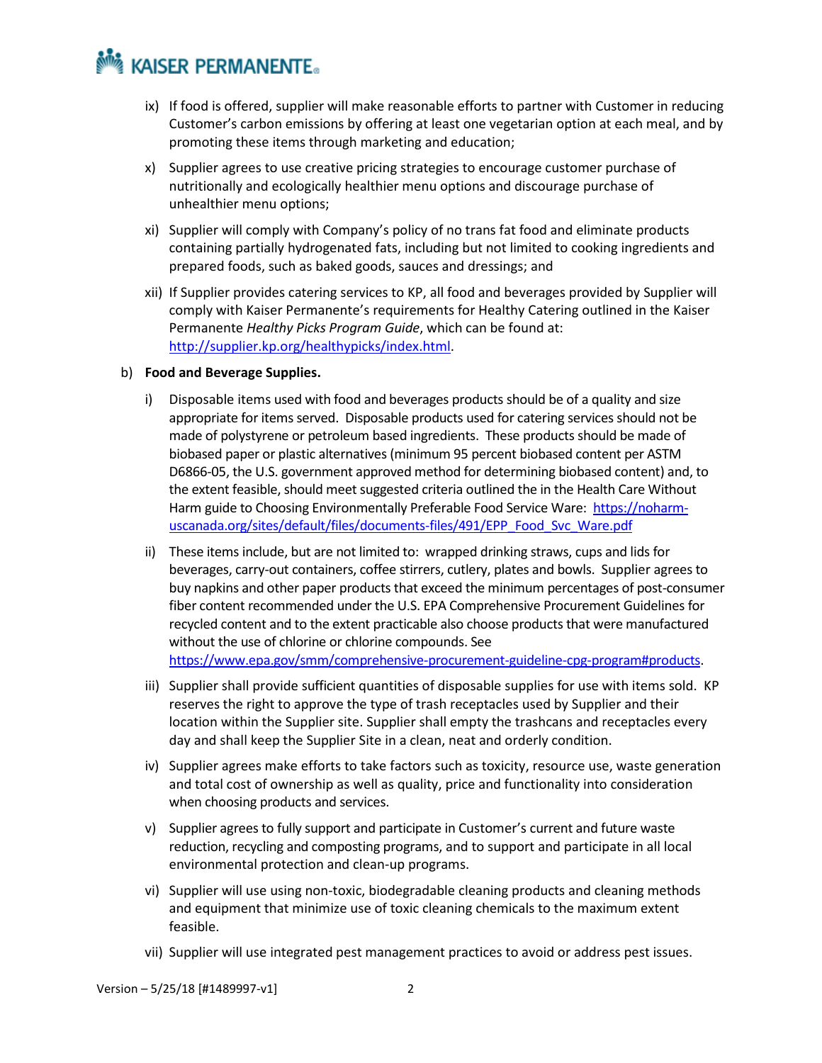ix) If food is offered, supplier will make reasonable efforts to partner with Customer in reducing Customer's carbon emissions by offering at least one vegetarian option at each meal, and by promoting these items through marketing and education;

x) Supplier agrees to use creative pricing strategies to encourage customer purchase of nutritionally and ecologically healthier menu options and discourage purchase of unhealthier menu options;

xi) Supplier will comply with Company's policy of no trans fat food and eliminate products containing partially hydrogenated fats, including but not limited to cooking ingredients and prepared foods, such as baked goods, sauces and dressings; and

xii) If Supplier provides catering services to KP, all food and beverages provided by Supplier will comply with Kaiser Permanente's requirements for Healthy Catering outlined in the Kaiser Permanente *Healthy Picks Program Guide*, which can be found at: [http://supplier.kp.org/healthypicks/index.html](http://supplier.kp.org/healthypicks/index.html).

b) **Food and Beverage Supplies.**

i) Disposable items used with food and beverages products should be of a quality and size appropriate for items served. Disposable products used for catering services should not be made of polystyrene or petroleum based ingredients. These products should be made of biobased paper or plastic alternatives (minimum 95 percent biobased content per ASTM D6866-05, the U.S. government approved method for determining biobased content) and, to the extent feasible, should meet suggested criteria outlined the in the Health Care Without Harm guide to Choosing Environmentally Preferable Food Service Ware: [https://noharm-uscanada.org/sites/default/files/documents-files/491/EPP_Food_Svc_Ware.pdf](https://noharm-uscanada.org/sites/default/files/documents-files/491/EPP_Food_Svc_Ware.pdf)

ii) These items include, but are not limited to: wrapped drinking straws, cups and lids for beverages, carry-out containers, coffee stirrers, cutlery, plates and bowls. Supplier agrees to buy napkins and other paper products that exceed the minimum percentages of post-consumer fiber content recommended under the U.S. EPA Comprehensive Procurement Guidelines for recycled content and to the extent practicable also choose products that were manufactured without the use of chlorine or chlorine compounds. See [https://www.epa.gov/smm/comprehensive-procurement-guideline-cpg-program#products](https://www.epa.gov/smm/comprehensive-procurement-guideline-cpg-program#products).

iii) Supplier shall provide sufficient quantities of disposable supplies for use with items sold. KP reserves the right to approve the type of trash receptacles used by Supplier and their location within the Supplier site. Supplier shall empty the trashcans and receptacles every day and shall keep the Supplier Site in a clean, neat and orderly condition.

iv) Supplier agrees make efforts to take factors such as toxicity, resource use, waste generation and total cost of ownership as well as quality, price and functionality into consideration when choosing products and services.

v) Supplier agrees to fully support and participate in Customer's current and future waste reduction, recycling and composting programs, and to support and participate in all local environmental protection and clean-up programs.

vi) Supplier will use using non-toxic, biodegradable cleaning products and cleaning methods and equipment that minimize use of toxic cleaning chemicals to the maximum extent feasible.

vii) Supplier will use integrated pest management practices to avoid or address pest issues.

Version – 5/25/18 [#1489997-v1]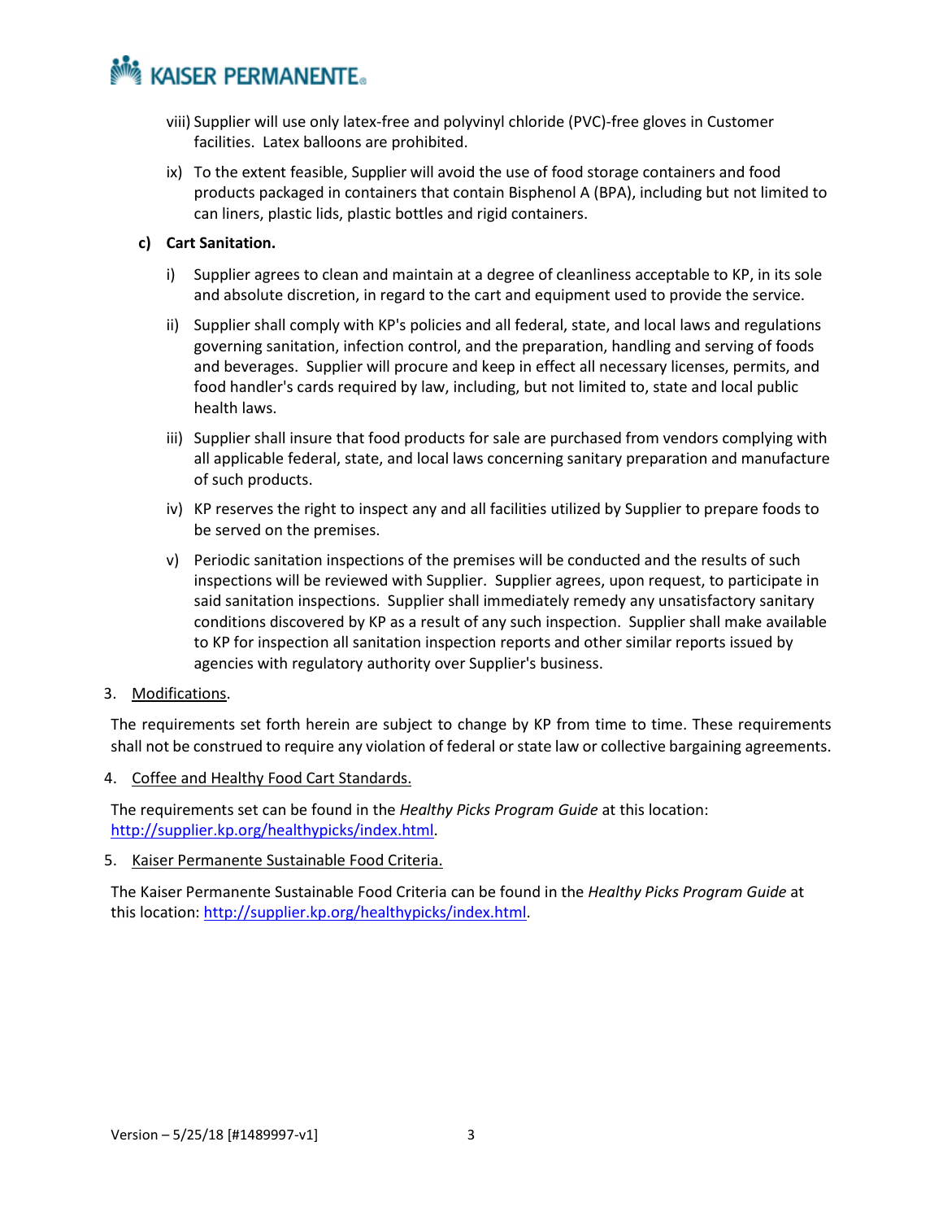viii) Supplier will use only latex-free and polyvinyl chloride (PVC)-free gloves in Customer facilities. Latex balloons are prohibited.

ix) To the extent feasible, Supplier will avoid the use of food storage containers and food products packaged in containers that contain Bisphenol A (BPA), including but not limited to can liners, plastic lids, plastic bottles and rigid containers.

**c) Cart Sanitation.**

i) Supplier agrees to clean and maintain at a degree of cleanliness acceptable to KP, in its sole and absolute discretion, in regard to the cart and equipment used to provide the service.

ii) Supplier shall comply with KP's policies and all federal, state, and local laws and regulations governing sanitation, infection control, and the preparation, handling and serving of foods and beverages. Supplier will procure and keep in effect all necessary licenses, permits, and food handler's cards required by law, including, but not limited to, state and local public health laws.

iii) Supplier shall insure that food products for sale are purchased from vendors complying with all applicable federal, state, and local laws concerning sanitary preparation and manufacture of such products.

iv) KP reserves the right to inspect any and all facilities utilized by Supplier to prepare foods to be served on the premises.

v) Periodic sanitation inspections of the premises will be conducted and the results of such inspections will be reviewed with Supplier. Supplier agrees, upon request, to participate in said sanitation inspections. Supplier shall immediately remedy any unsatisfactory sanitary conditions discovered by KP as a result of any such inspection. Supplier shall make available to KP for inspection all sanitation inspection reports and other similar reports issued by agencies with regulatory authority over Supplier's business.

3. Modifications.

The requirements set forth herein are subject to change by KP from time to time. These requirements shall not be construed to require any violation of federal or state law or collective bargaining agreements.

4. Coffee and Healthy Food Cart Standards.

The requirements set can be found in the *Healthy Picks Program Guide* at this location: http://supplier.kp.org/healthypicks/index.html.

5. Kaiser Permanente Sustainable Food Criteria.

The Kaiser Permanente Sustainable Food Criteria can be found in the *Healthy Picks Program Guide* at this location: http://supplier.kp.org/healthypicks/index.html.

Version – 5/25/18 [#1489997-v1]